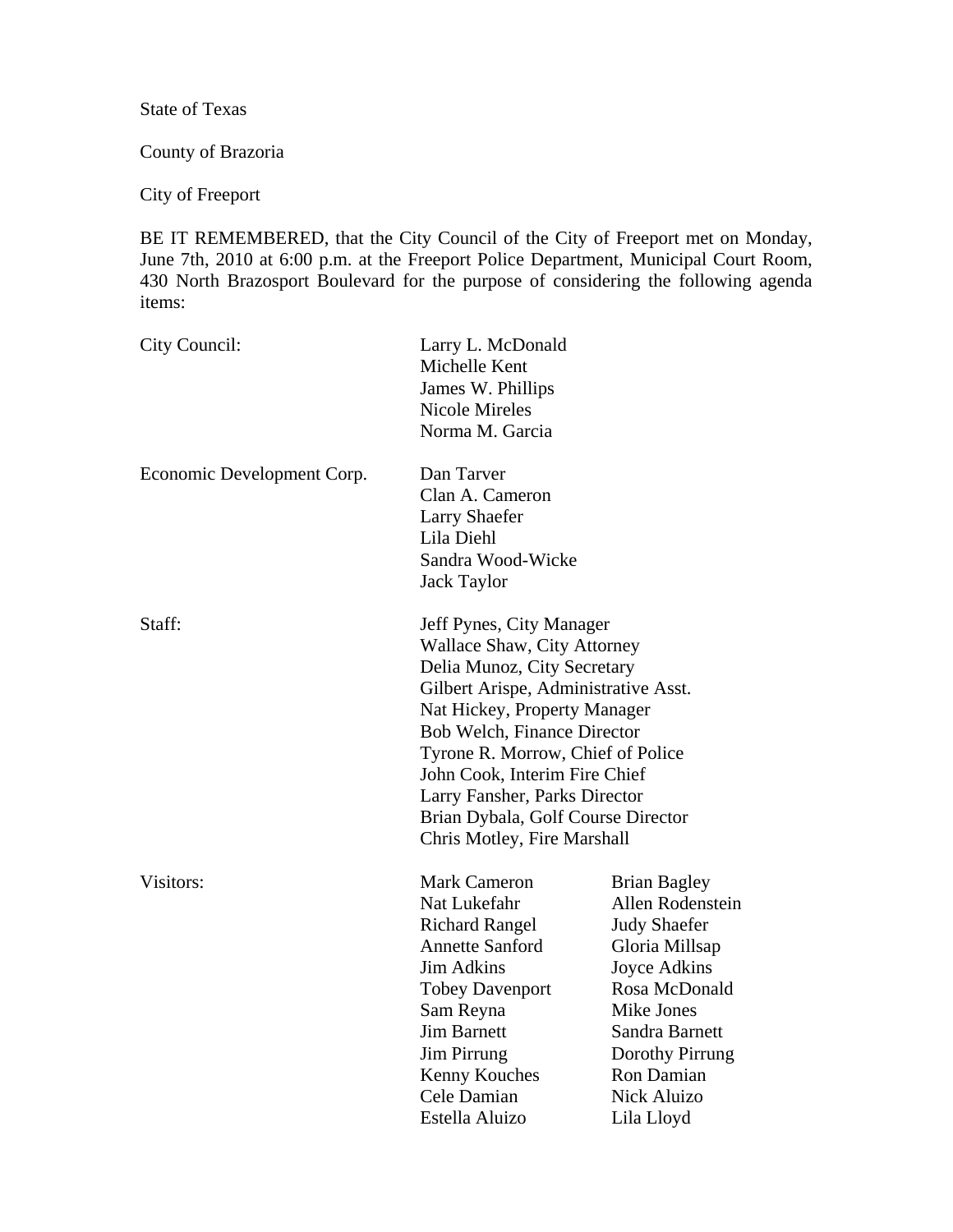State of Texas

County of Brazoria

City of Freeport

BE IT REMEMBERED, that the City Council of the City of Freeport met on Monday, June 7th, 2010 at 6:00 p.m. at the Freeport Police Department, Municipal Court Room, 430 North Brazosport Boulevard for the purpose of considering the following agenda items:

| | | |
|---|---|---|
| City Council: | Larry L. McDonald | |
| | Michelle Kent | |
| | James W. Phillips | |
| | Nicole Mireles | |
| | Norma M. Garcia | |
| Economic Development Corp. | Dan Tarver | |
| | Clan A. Cameron | |
| | Larry Shaefer | |
| | Lila Diehl | |
| | Sandra Wood-Wicke | |
| | Jack Taylor | |
| Staff: | Jeff Pynes, City Manager | |
| | Wallace Shaw, City Attorney | |
| | Delia Munoz, City Secretary | |
| | Gilbert Arispe, Administrative Asst. | |
| | Nat Hickey, Property Manager | |
| | Bob Welch, Finance Director | |
| | Tyrone R. Morrow, Chief of Police | |
| | John Cook, Interim Fire Chief | |
| | Larry Fansher, Parks Director | |
| | Brian Dybala, Golf Course Director | |
| | Chris Motley, Fire Marshall | |
| Visitors: | Mark Cameron | Brian Bagley |
| | Nat Lukefahr | Allen Rodenstein |
| | Richard Rangel | Judy Shaefer |
| | Annette Sanford | Gloria Millsap |
| | Jim Adkins | Joyce Adkins |
| | Tobey Davenport | Rosa McDonald |
| | Sam Reyna | Mike Jones |
| | Jim Barnett | Sandra Barnett |
| | Jim Pirrung | Dorothy Pirrung |
| | Kenny Kouches | Ron Damian |
| | Cele Damian | Nick Aluizo |
| | Estella Aluizo | Lila Lloyd |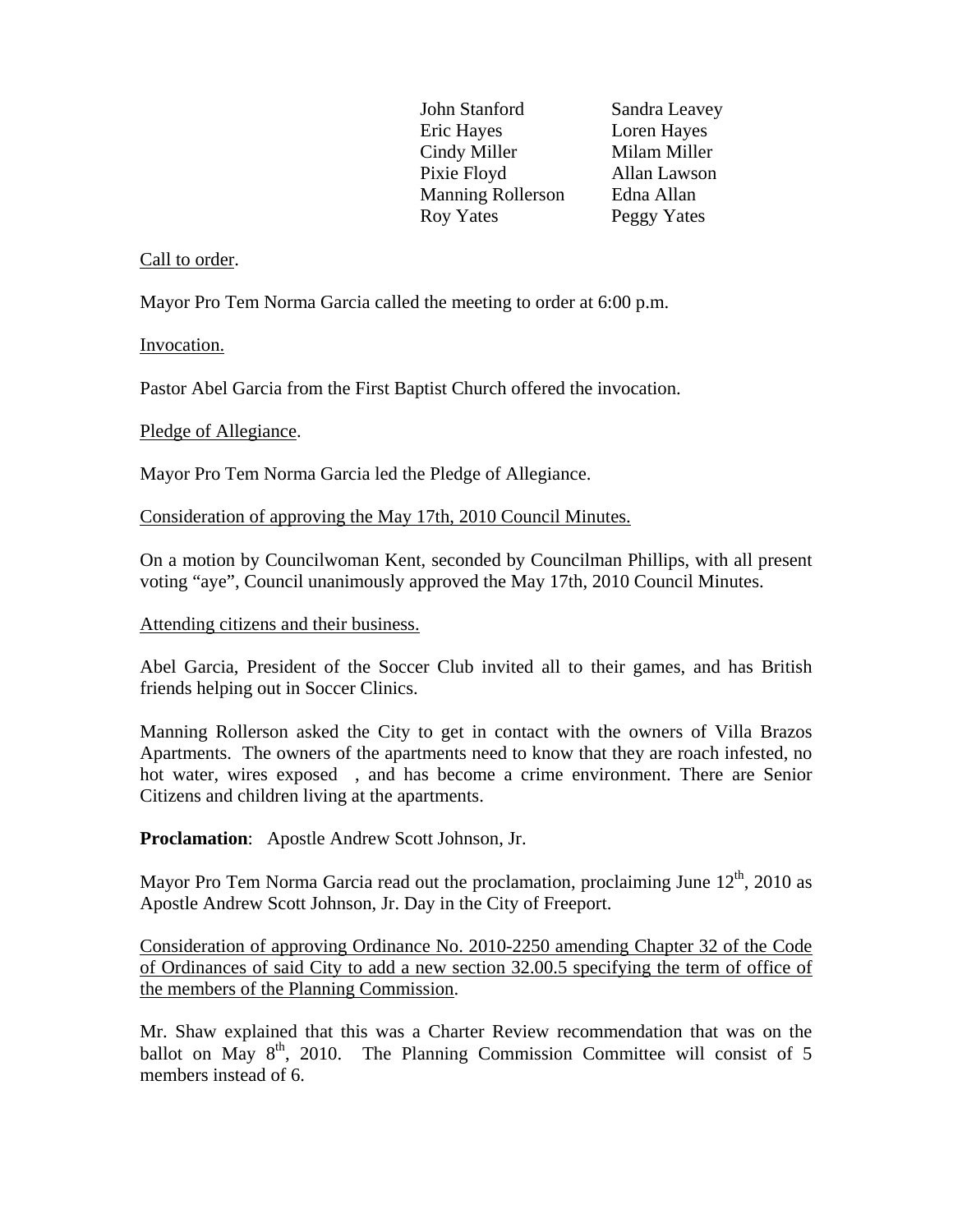| | |
|---|---|
| John Stanford | Sandra Leavey |
| Eric Hayes | Loren Hayes |
| Cindy Miller | Milam Miller |
| Pixie Floyd | Allan Lawson |
| Manning Rollerson | Edna Allan |
| Roy Yates | Peggy Yates |

Call to order.

Mayor Pro Tem Norma Garcia called the meeting to order at 6:00 p.m.

Invocation.

Pastor Abel Garcia from the First Baptist Church offered the invocation.

Pledge of Allegiance.

Mayor Pro Tem Norma Garcia led the Pledge of Allegiance.

Consideration of approving the May 17th, 2010 Council Minutes.

On a motion by Councilwoman Kent, seconded by Councilman Phillips, with all present voting "aye", Council unanimously approved the May 17th, 2010 Council Minutes.

Attending citizens and their business.

Abel Garcia, President of the Soccer Club invited all to their games, and has British friends helping out in Soccer Clinics.

Manning Rollerson asked the City to get in contact with the owners of Villa Brazos Apartments. The owners of the apartments need to know that they are roach infested, no hot water, wires exposed , and has become a crime environment. There are Senior Citizens and children living at the apartments.

**Proclamation**: Apostle Andrew Scott Johnson, Jr.

Mayor Pro Tem Norma Garcia read out the proclamation, proclaiming June 12th, 2010 as Apostle Andrew Scott Johnson, Jr. Day in the City of Freeport.

Consideration of approving Ordinance No. 2010-2250 amending Chapter 32 of the Code of Ordinances of said City to add a new section 32.00.5 specifying the term of office of the members of the Planning Commission.

Mr. Shaw explained that this was a Charter Review recommendation that was on the ballot on May 8th, 2010. The Planning Commission Committee will consist of 5 members instead of 6.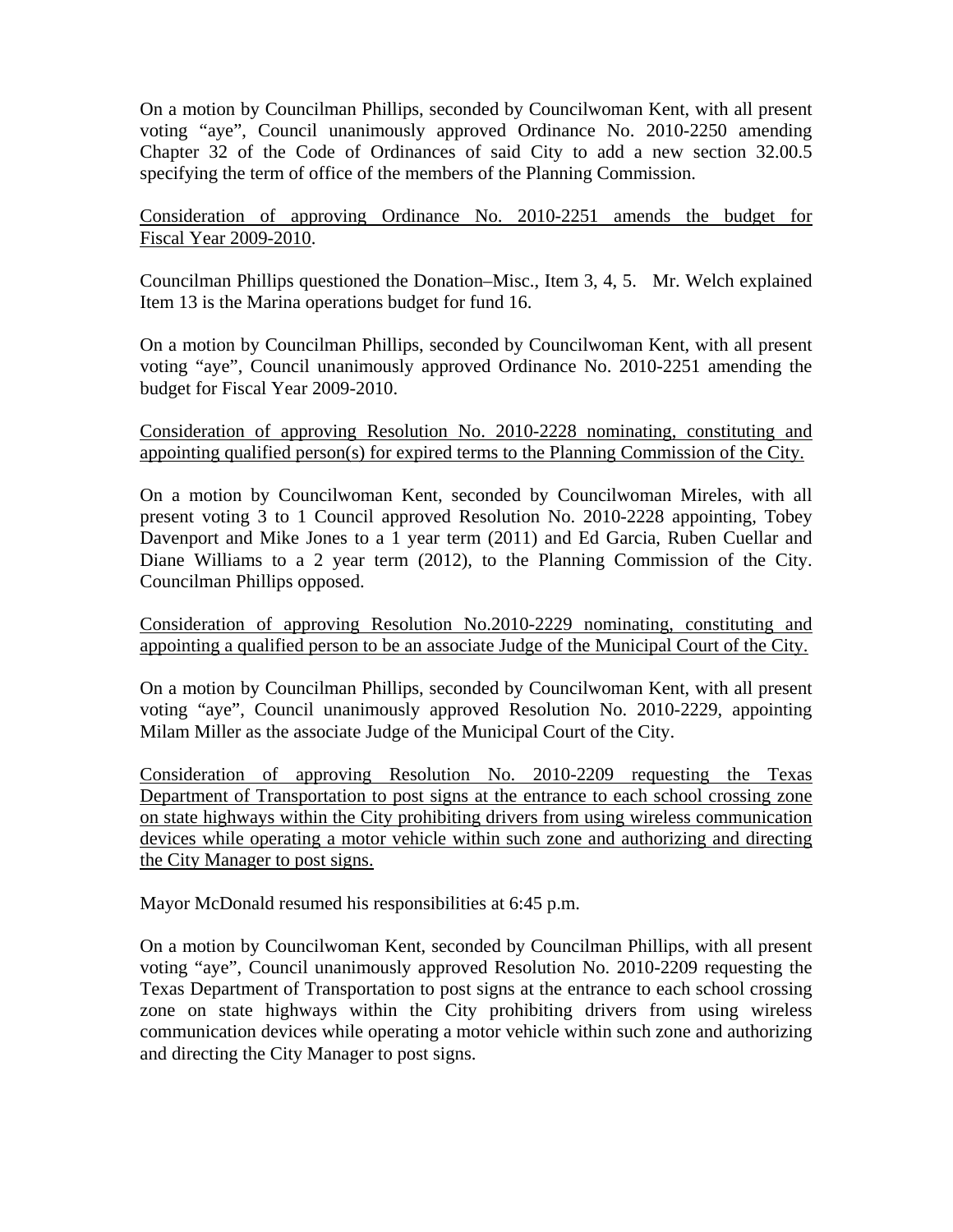On a motion by Councilman Phillips, seconded by Councilwoman Kent, with all present voting "aye", Council unanimously approved Ordinance No. 2010-2250 amending Chapter 32 of the Code of Ordinances of said City to add a new section 32.00.5 specifying the term of office of the members of the Planning Commission.

<u>Consideration of approving Ordinance No. 2010-2251 amends the budget for Fiscal Year 2009-2010</u>.

Councilman Phillips questioned the Donation–Misc., Item 3, 4, 5. Mr. Welch explained Item 13 is the Marina operations budget for fund 16.

On a motion by Councilman Phillips, seconded by Councilwoman Kent, with all present voting "aye", Council unanimously approved Ordinance No. 2010-2251 amending the budget for Fiscal Year 2009-2010.

<u>Consideration of approving Resolution No. 2010-2228 nominating, constituting and appointing qualified person(s) for expired terms to the Planning Commission of the City.</u>

On a motion by Councilwoman Kent, seconded by Councilwoman Mireles, with all present voting 3 to 1 Council approved Resolution No. 2010-2228 appointing, Tobey Davenport and Mike Jones to a 1 year term (2011) and Ed Garcia, Ruben Cuellar and Diane Williams to a 2 year term (2012), to the Planning Commission of the City. Councilman Phillips opposed.

<u>Consideration of approving Resolution No.2010-2229 nominating, constituting and appointing a qualified person to be an associate Judge of the Municipal Court of the City.</u>

On a motion by Councilman Phillips, seconded by Councilwoman Kent, with all present voting "aye", Council unanimously approved Resolution No. 2010-2229, appointing Milam Miller as the associate Judge of the Municipal Court of the City.

<u>Consideration of approving Resolution No. 2010-2209 requesting the Texas Department of Transportation to post signs at the entrance to each school crossing zone on state highways within the City prohibiting drivers from using wireless communication devices while operating a motor vehicle within such zone and authorizing and directing the City Manager to post signs.</u>

Mayor McDonald resumed his responsibilities at 6:45 p.m.

On a motion by Councilwoman Kent, seconded by Councilman Phillips, with all present voting "aye", Council unanimously approved Resolution No. 2010-2209 requesting the Texas Department of Transportation to post signs at the entrance to each school crossing zone on state highways within the City prohibiting drivers from using wireless communication devices while operating a motor vehicle within such zone and authorizing and directing the City Manager to post signs.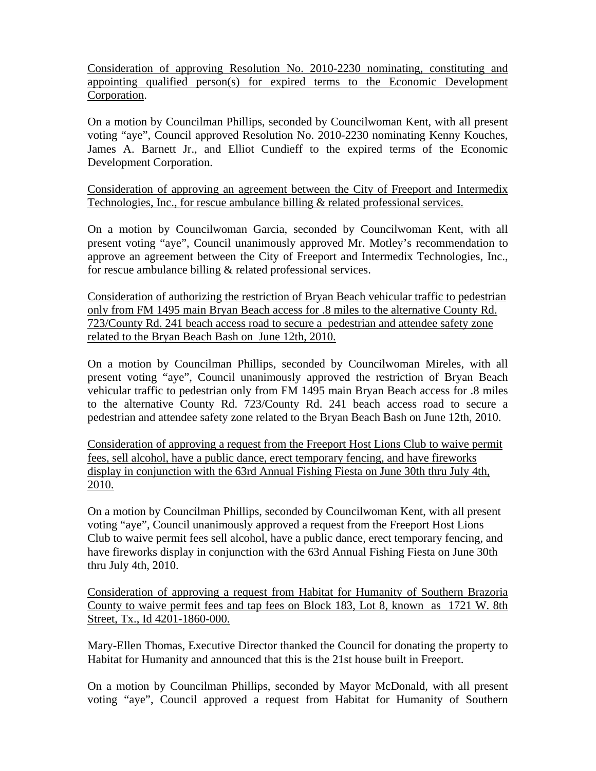<u>Consideration of approving Resolution No. 2010-2230 nominating, constituting and appointing qualified person(s) for expired terms to the Economic Development Corporation</u>.

On a motion by Councilman Phillips, seconded by Councilwoman Kent, with all present voting "aye", Council approved Resolution No. 2010-2230 nominating Kenny Kouches, James A. Barnett Jr., and Elliot Cundieff to the expired terms of the Economic Development Corporation.

<u>Consideration of approving an agreement between the City of Freeport and Intermedix Technologies, Inc., for rescue ambulance billing & related professional services.</u>

On a motion by Councilwoman Garcia, seconded by Councilwoman Kent, with all present voting "aye", Council unanimously approved Mr. Motley's recommendation to approve an agreement between the City of Freeport and Intermedix Technologies, Inc., for rescue ambulance billing & related professional services.

<u>Consideration of authorizing the restriction of Bryan Beach vehicular traffic to pedestrian only from FM 1495 main Bryan Beach access for .8 miles to the alternative County Rd. 723/County Rd. 241 beach access road to secure a pedestrian and attendee safety zone related to the Bryan Beach Bash on June 12th, 2010.</u>

On a motion by Councilman Phillips, seconded by Councilwoman Mireles, with all present voting "aye", Council unanimously approved the restriction of Bryan Beach vehicular traffic to pedestrian only from FM 1495 main Bryan Beach access for .8 miles to the alternative County Rd. 723/County Rd. 241 beach access road to secure a pedestrian and attendee safety zone related to the Bryan Beach Bash on June 12th, 2010.

<u>Consideration of approving a request from the Freeport Host Lions Club to waive permit fees, sell alcohol, have a public dance, erect temporary fencing, and have fireworks display in conjunction with the 63rd Annual Fishing Fiesta on June 30th thru July 4th, 2010.</u>

On a motion by Councilman Phillips, seconded by Councilwoman Kent, with all present voting "aye", Council unanimously approved a request from the Freeport Host Lions Club to waive permit fees sell alcohol, have a public dance, erect temporary fencing, and have fireworks display in conjunction with the 63rd Annual Fishing Fiesta on June 30th thru July 4th, 2010.

<u>Consideration of approving a request from Habitat for Humanity of Southern Brazoria County to waive permit fees and tap fees on Block 183, Lot 8, known as 1721 W. 8th Street, Tx., Id 4201-1860-000.</u>

Mary-Ellen Thomas, Executive Director thanked the Council for donating the property to Habitat for Humanity and announced that this is the 21st house built in Freeport.

On a motion by Councilman Phillips, seconded by Mayor McDonald, with all present voting "aye", Council approved a request from Habitat for Humanity of Southern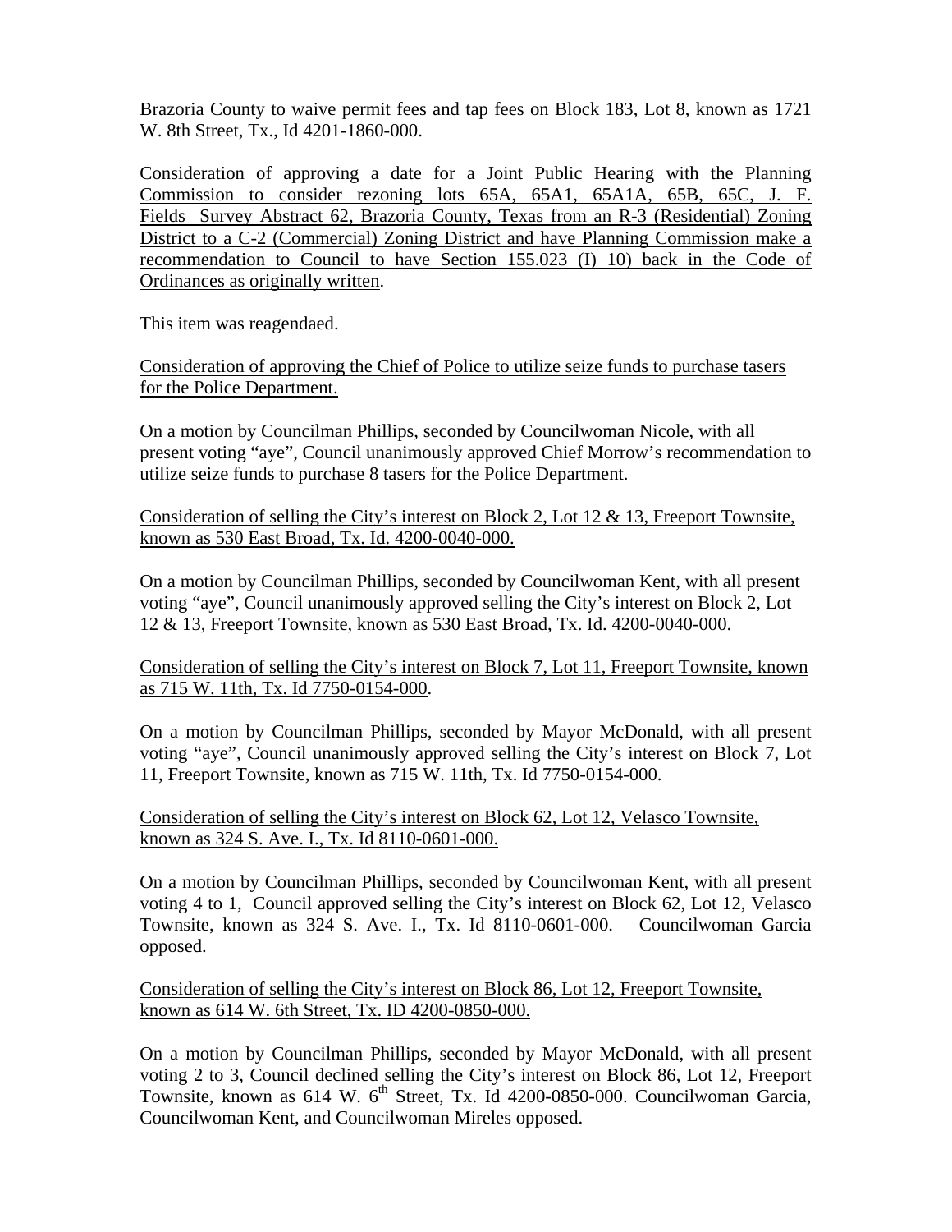Brazoria County to waive permit fees and tap fees on Block 183, Lot 8, known as 1721 W. 8th Street, Tx., Id 4201-1860-000.

Consideration of approving a date for a Joint Public Hearing with the Planning Commission to consider rezoning lots 65A, 65A1, 65A1A, 65B, 65C, J. F. Fields Survey Abstract 62, Brazoria County, Texas from an R-3 (Residential) Zoning District to a C-2 (Commercial) Zoning District and have Planning Commission make a recommendation to Council to have Section 155.023 (I) 10) back in the Code of Ordinances as originally written.

This item was reagendaed.

Consideration of approving the Chief of Police to utilize seize funds to purchase tasers for the Police Department.

On a motion by Councilman Phillips, seconded by Councilwoman Nicole, with all present voting "aye", Council unanimously approved Chief Morrow's recommendation to utilize seize funds to purchase 8 tasers for the Police Department.

Consideration of selling the City's interest on Block 2, Lot 12 & 13, Freeport Townsite, known as 530 East Broad, Tx. Id. 4200-0040-000.

On a motion by Councilman Phillips, seconded by Councilwoman Kent, with all present voting "aye", Council unanimously approved selling the City's interest on Block 2, Lot 12 & 13, Freeport Townsite, known as 530 East Broad, Tx. Id. 4200-0040-000.

Consideration of selling the City's interest on Block 7, Lot 11, Freeport Townsite, known as 715 W. 11th, Tx. Id 7750-0154-000.

On a motion by Councilman Phillips, seconded by Mayor McDonald, with all present voting "aye", Council unanimously approved selling the City's interest on Block 7, Lot 11, Freeport Townsite, known as 715 W. 11th, Tx. Id 7750-0154-000.

Consideration of selling the City's interest on Block 62, Lot 12, Velasco Townsite, known as 324 S. Ave. I., Tx. Id 8110-0601-000.

On a motion by Councilman Phillips, seconded by Councilwoman Kent, with all present voting 4 to 1, Council approved selling the City's interest on Block 62, Lot 12, Velasco Townsite, known as 324 S. Ave. I., Tx. Id 8110-0601-000. Councilwoman Garcia opposed.

Consideration of selling the City's interest on Block 86, Lot 12, Freeport Townsite, known as 614 W. 6th Street, Tx. ID 4200-0850-000.

On a motion by Councilman Phillips, seconded by Mayor McDonald, with all present voting 2 to 3, Council declined selling the City's interest on Block 86, Lot 12, Freeport Townsite, known as 614 W. 6th Street, Tx. Id 4200-0850-000. Councilwoman Garcia, Councilwoman Kent, and Councilwoman Mireles opposed.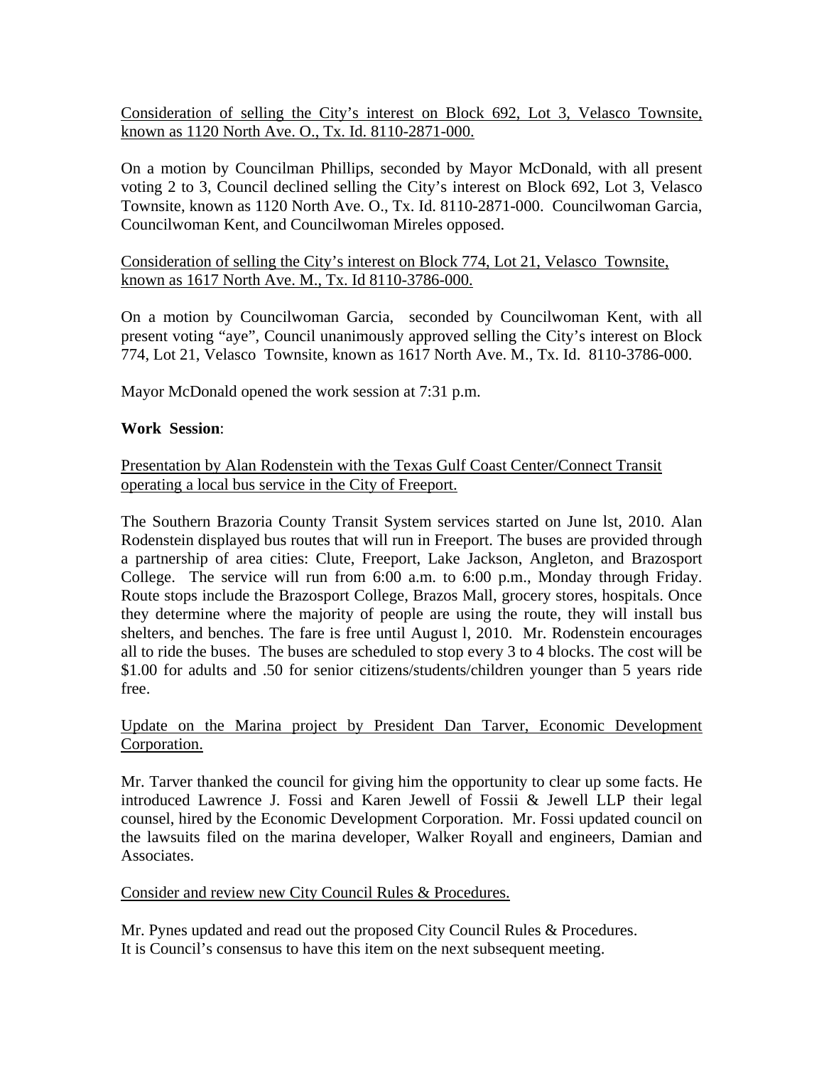Consideration of selling the City's interest on Block 692, Lot 3, Velasco Townsite, known as 1120 North Ave. O., Tx. Id. 8110-2871-000.

On a motion by Councilman Phillips, seconded by Mayor McDonald, with all present voting 2 to 3, Council declined selling the City's interest on Block 692, Lot 3, Velasco Townsite, known as 1120 North Ave. O., Tx. Id. 8110-2871-000. Councilwoman Garcia, Councilwoman Kent, and Councilwoman Mireles opposed.

Consideration of selling the City's interest on Block 774, Lot 21, Velasco Townsite, known as 1617 North Ave. M., Tx. Id 8110-3786-000.

On a motion by Councilwoman Garcia, seconded by Councilwoman Kent, with all present voting "aye", Council unanimously approved selling the City's interest on Block 774, Lot 21, Velasco Townsite, known as 1617 North Ave. M., Tx. Id. 8110-3786-000.

Mayor McDonald opened the work session at 7:31 p.m.

**Work Session**:

Presentation by Alan Rodenstein with the Texas Gulf Coast Center/Connect Transit operating a local bus service in the City of Freeport.

The Southern Brazoria County Transit System services started on June lst, 2010. Alan Rodenstein displayed bus routes that will run in Freeport. The buses are provided through a partnership of area cities: Clute, Freeport, Lake Jackson, Angleton, and Brazosport College. The service will run from 6:00 a.m. to 6:00 p.m., Monday through Friday. Route stops include the Brazosport College, Brazos Mall, grocery stores, hospitals. Once they determine where the majority of people are using the route, they will install bus shelters, and benches. The fare is free until August l, 2010. Mr. Rodenstein encourages all to ride the buses. The buses are scheduled to stop every 3 to 4 blocks. The cost will be $1.00 for adults and .50 for senior citizens/students/children younger than 5 years ride free.

Update on the Marina project by President Dan Tarver, Economic Development Corporation.

Mr. Tarver thanked the council for giving him the opportunity to clear up some facts. He introduced Lawrence J. Fossi and Karen Jewell of Fossii & Jewell LLP their legal counsel, hired by the Economic Development Corporation. Mr. Fossi updated council on the lawsuits filed on the marina developer, Walker Royall and engineers, Damian and Associates.

Consider and review new City Council Rules & Procedures.

Mr. Pynes updated and read out the proposed City Council Rules & Procedures.
It is Council's consensus to have this item on the next subsequent meeting.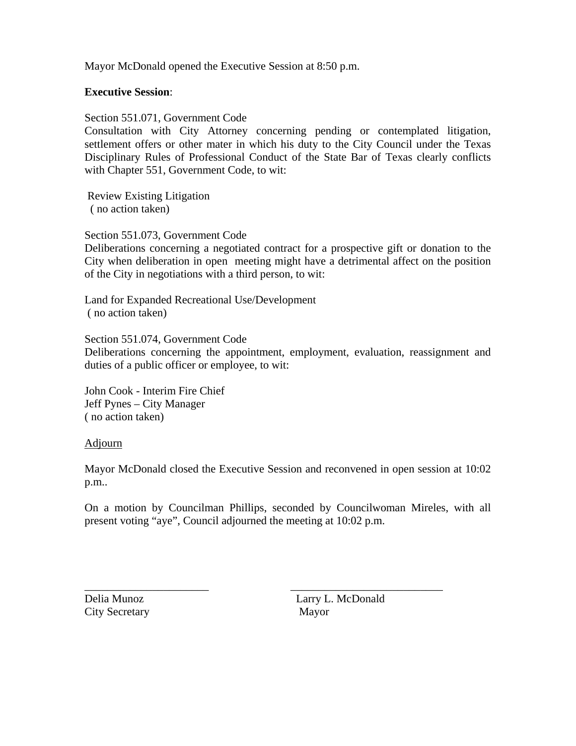Mayor McDonald opened the Executive Session at 8:50 p.m.

**Executive Session**:

Section 551.071, Government Code
Consultation with City Attorney concerning pending or contemplated litigation, settlement offers or other mater in which his duty to the City Council under the Texas Disciplinary Rules of Professional Conduct of the State Bar of Texas clearly conflicts with Chapter 551, Government Code, to wit:

Review Existing Litigation
( no action taken)

Section 551.073, Government Code
Deliberations concerning a negotiated contract for a prospective gift or donation to the City when deliberation in open meeting might have a detrimental affect on the position of the City in negotiations with a third person, to wit:

Land for Expanded Recreational Use/Development
( no action taken)

Section 551.074, Government Code
Deliberations concerning the appointment, employment, evaluation, reassignment and duties of a public officer or employee, to wit:

John Cook - Interim Fire Chief
Jeff Pynes – City Manager
( no action taken)

<u>Adjourn</u>

Mayor McDonald closed the Executive Session and reconvened in open session at 10:02 p.m..

On a motion by Councilman Phillips, seconded by Councilwoman Mireles, with all present voting "aye", Council adjourned the meeting at 10:02 p.m.

______________________

Delia Munoz
City Secretary

______________________

Larry L. McDonald
Mayor